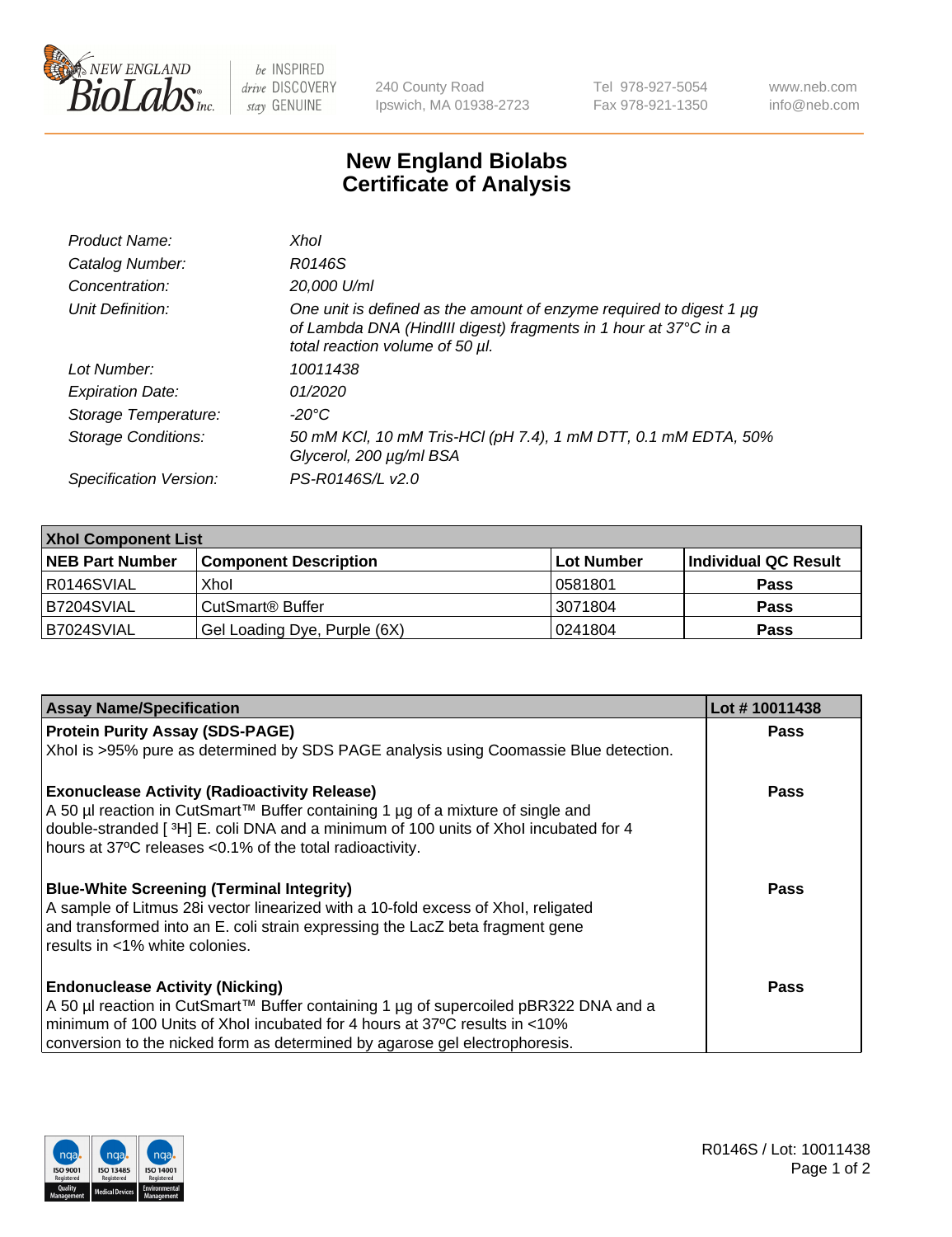240 County Road
Ipswich, MA 01938-2723

Tel 978-927-5054
Fax 978-921-1350

www.neb.com
info@neb.com

# New England Biolabs
# Certificate of Analysis

| | |
|---|---|
| *Product Name:* | *XhoI* |
| *Catalog Number:* | *R0146S* |
| *Concentration:* | *20,000 U/ml* |
| *Unit Definition:* | *One unit is defined as the amount of enzyme required to digest 1 µg of Lambda DNA (HindIII digest) fragments in 1 hour at 37°C in a total reaction volume of 50 µl.* |
| *Lot Number:* | *10011438* |
| *Expiration Date:* | *01/2020* |
| *Storage Temperature:* | *-20°C* |
| *Storage Conditions:* | *50 mM KCl, 10 mM Tris-HCl (pH 7.4), 1 mM DTT, 0.1 mM EDTA, 50% Glycerol, 200 µg/ml BSA* |
| *Specification Version:* | *PS-R0146S/L v2.0* |

| XhoI Component List | | | |
|---|---|---|---|
| **NEB Part Number** | **Component Description** | **Lot Number** | **Individual QC Result** |
| R0146SVIAL | XhoI | 0581801 | **Pass** |
| B7204SVIAL | CutSmart® Buffer | 3071804 | **Pass** |
| B7024SVIAL | Gel Loading Dye, Purple (6X) | 0241804 | **Pass** |

| Assay Name/Specification | Lot # 10011438 |
|---|---|
| **Protein Purity Assay (SDS-PAGE)**<br>XhoI is >95% pure as determined by SDS PAGE analysis using Coomassie Blue detection. | **Pass** |
| **Exonuclease Activity (Radioactivity Release)**<br>A 50 µl reaction in CutSmart™ Buffer containing 1 µg of a mixture of single and double-stranded [ $^3$H] E. coli DNA and a minimum of 100 units of XhoI incubated for 4 hours at 37ºC releases <0.1% of the total radioactivity. | **Pass** |
| **Blue-White Screening (Terminal Integrity)**<br>A sample of Litmus 28i vector linearized with a 10-fold excess of XhoI, religated and transformed into an E. coli strain expressing the LacZ beta fragment gene results in <1% white colonies. | **Pass** |
| **Endonuclease Activity (Nicking)**<br>A 50 µl reaction in CutSmart™ Buffer containing 1 µg of supercoiled pBR322 DNA and a minimum of 100 Units of XhoI incubated for 4 hours at 37ºC results in <10% conversion to the nicked form as determined by agarose gel electrophoresis. | **Pass** |

R0146S / Lot: 10011438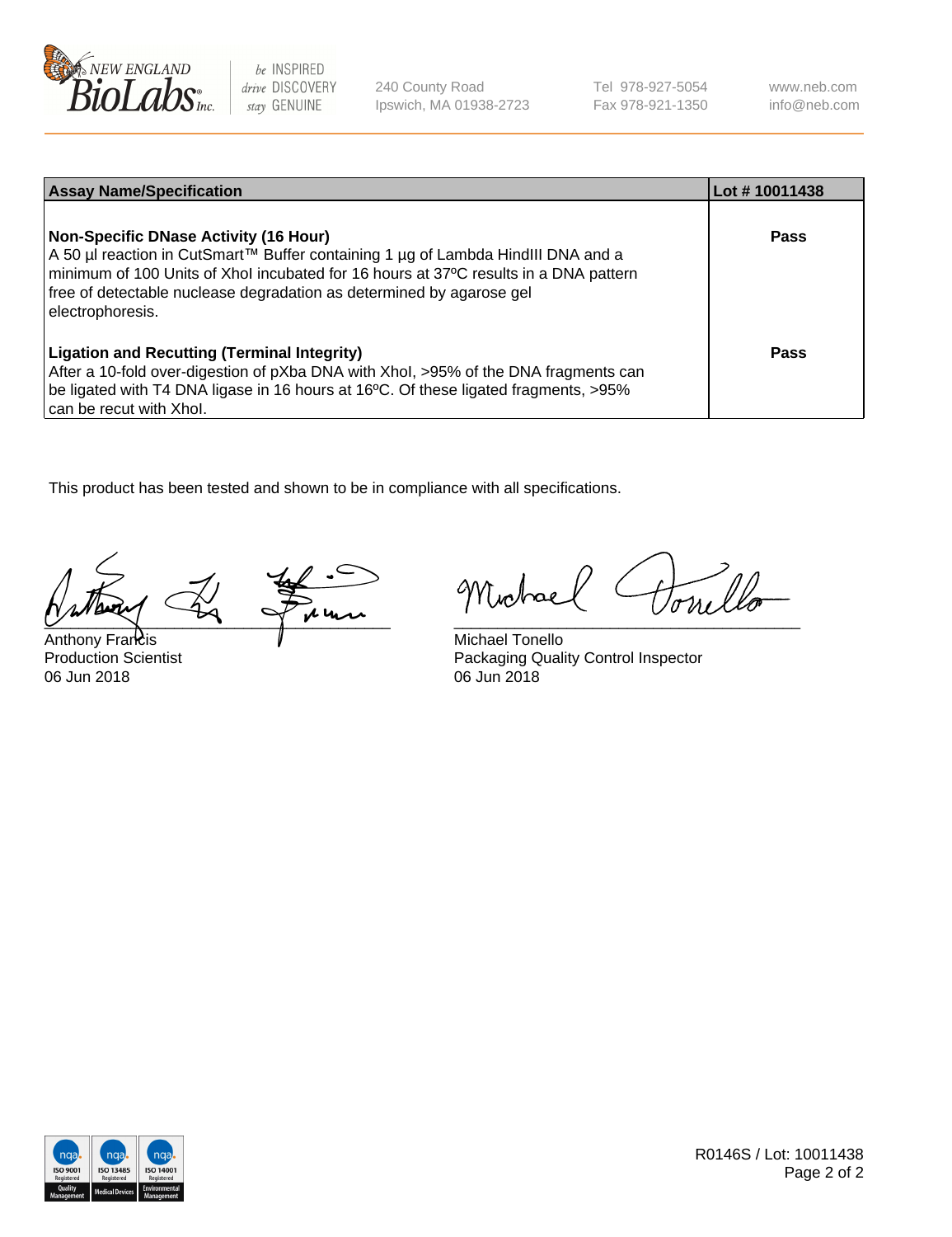NEW ENGLAND BioLabs Inc. — be INSPIRED drive DISCOVERY stay GENUINE

240 County Road
Ipswich, MA 01938-2723

Tel 978-927-5054
Fax 978-921-1350

www.neb.com
info@neb.com

| Assay Name/Specification | Lot # 10011438 |
| --- | --- |
| **Non-Specific DNase Activity (16 Hour)**<br>A 50 µl reaction in CutSmart™ Buffer containing 1 µg of Lambda HindIII DNA and a minimum of 100 Units of XhoI incubated for 16 hours at 37ºC results in a DNA pattern free of detectable nuclease degradation as determined by agarose gel electrophoresis. | **Pass** |
| **Ligation and Recutting (Terminal Integrity)**<br>After a 10-fold over-digestion of pXba DNA with XhoI, >95% of the DNA fragments can be ligated with T4 DNA ligase in 16 hours at 16ºC. Of these ligated fragments, >95% can be recut with XhoI. | **Pass** |

This product has been tested and shown to be in compliance with all specifications.

Anthony Francis
Production Scientist
06 Jun 2018

Michael Tonello
Packaging Quality Control Inspector
06 Jun 2018

R0146S / Lot: 10011438